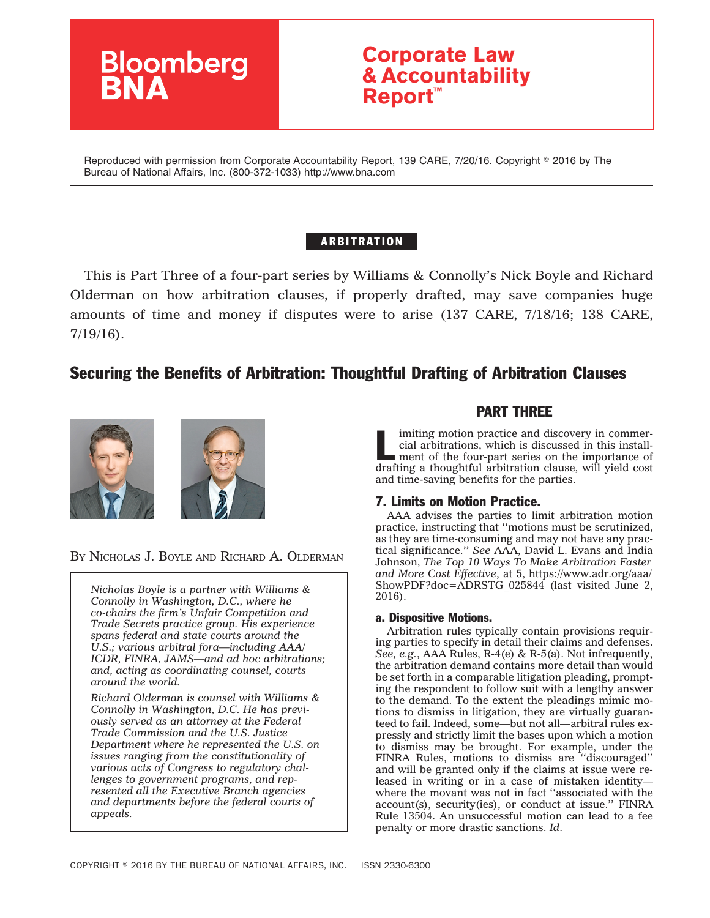Bloomberg BNA

# Corporate Law & Accountability Report™

Reproduced with permission from Corporate Accountability Report, 139 CARE, 7/20/16. Copyright © 2016 by The Bureau of National Affairs, Inc. (800-372-1033) http://www.bna.com

**ARBITRATION**

This is Part Three of a four-part series by Williams & Connolly's Nick Boyle and Richard Olderman on how arbitration clauses, if properly drafted, may save companies huge amounts of time and money if disputes were to arise (137 CARE, 7/18/16; 138 CARE, 7/19/16).

## Securing the Benefits of Arbitration: Thoughtful Drafting of Arbitration Clauses

BY NICHOLAS J. BOYLE AND RICHARD A. OLDERMAN

*Nicholas Boyle is a partner with Williams & Connolly in Washington, D.C., where he co-chairs the firm's Unfair Competition and Trade Secrets practice group. His experience spans federal and state courts around the U.S.; various arbitral fora—including AAA/ICDR, FINRA, JAMS—and ad hoc arbitrations; and, acting as coordinating counsel, courts around the world.*

*Richard Olderman is counsel with Williams & Connolly in Washington, D.C. He has previously served as an attorney at the Federal Trade Commission and the U.S. Justice Department where he represented the U.S. on issues ranging from the constitutionality of various acts of Congress to regulatory challenges to government programs, and represented all the Executive Branch agencies and departments before the federal courts of appeals.*

## PART THREE

Limiting motion practice and discovery in commercial arbitrations, which is discussed in this installment of the four-part series on the importance of drafting a thoughtful arbitration clause, will yield cost and time-saving benefits for the parties.

### 7. Limits on Motion Practice.

AAA advises the parties to limit arbitration motion practice, instructing that "motions must be scrutinized, as they are time-consuming and may not have any practical significance." *See* AAA, David L. Evans and India Johnson, *The Top 10 Ways To Make Arbitration Faster and More Cost Effective*, at 5, https://www.adr.org/aaa/ShowPDF?doc=ADRSTG_025844 (last visited June 2, 2016).

#### a. Dispositive Motions.

Arbitration rules typically contain provisions requiring parties to specify in detail their claims and defenses. *See, e.g.*, AAA Rules, R-4(e) & R-5(a). Not infrequently, the arbitration demand contains more detail than would be set forth in a comparable litigation pleading, prompting the respondent to follow suit with a lengthy answer to the demand. To the extent the pleadings mimic motions to dismiss in litigation, they are virtually guaranteed to fail. Indeed, some—but not all—arbitral rules expressly and strictly limit the bases upon which a motion to dismiss may be brought. For example, under the FINRA Rules, motions to dismiss are "discouraged" and will be granted only if the claims at issue were released in writing or in a case of mistaken identity—where the movant was not in fact "associated with the account(s), security(ies), or conduct at issue." FINRA Rule 13504. An unsuccessful motion can lead to a fee penalty or more drastic sanctions. *Id.*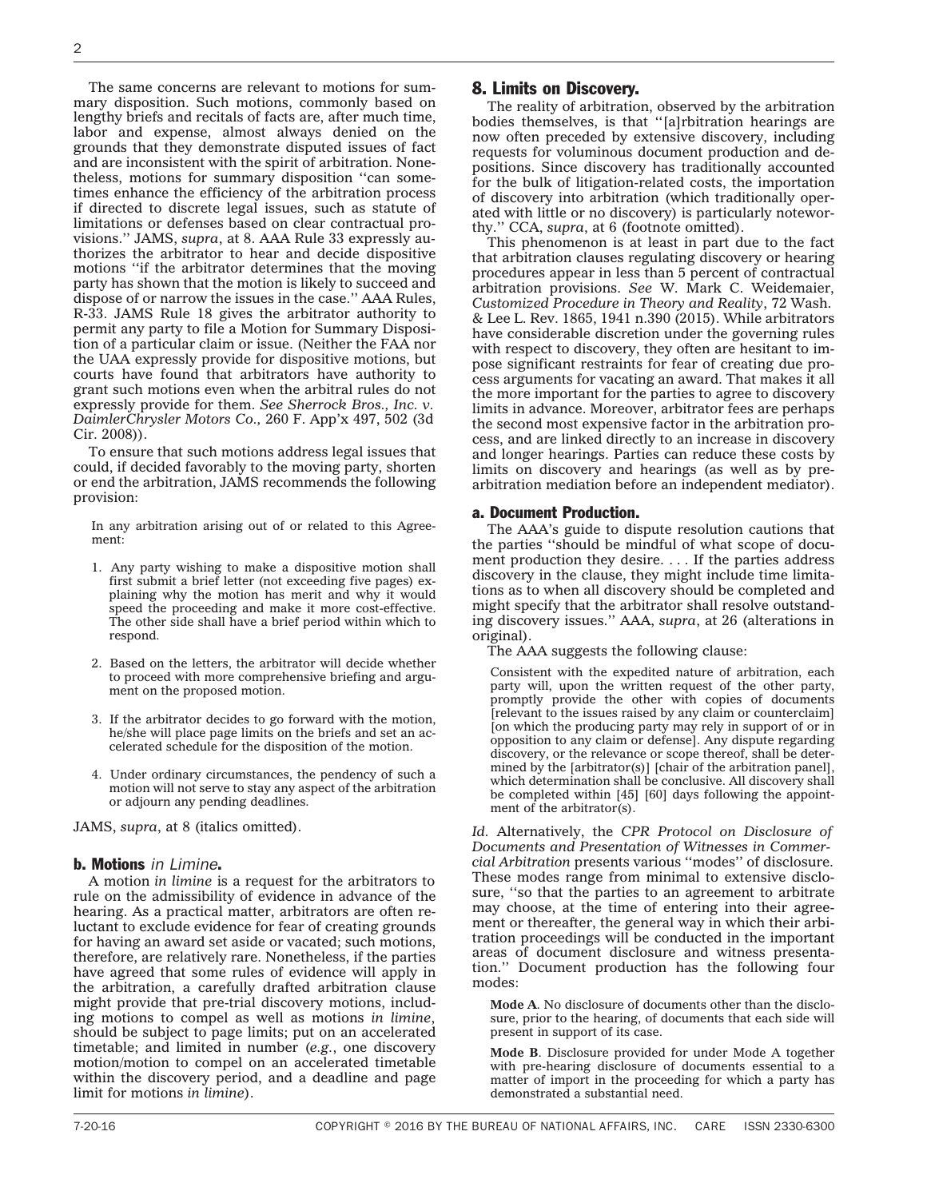The same concerns are relevant to motions for summary disposition. Such motions, commonly based on lengthy briefs and recitals of facts are, after much time, labor and expense, almost always denied on the grounds that they demonstrate disputed issues of fact and are inconsistent with the spirit of arbitration. Nonetheless, motions for summary disposition ''can sometimes enhance the efficiency of the arbitration process if directed to discrete legal issues, such as statute of limitations or defenses based on clear contractual provisions.'' JAMS, *supra*, at 8. AAA Rule 33 expressly authorizes the arbitrator to hear and decide dispositive motions ''if the arbitrator determines that the moving party has shown that the motion is likely to succeed and dispose of or narrow the issues in the case.'' AAA Rules, R-33. JAMS Rule 18 gives the arbitrator authority to permit any party to file a Motion for Summary Disposition of a particular claim or issue. (Neither the FAA nor the UAA expressly provide for dispositive motions, but courts have found that arbitrators have authority to grant such motions even when the arbitral rules do not expressly provide for them. *See Sherrock Bros., Inc. v. DaimlerChrysler Motors Co.,* 260 F. App'x 497, 502 (3d Cir. 2008)).

To ensure that such motions address legal issues that could, if decided favorably to the moving party, shorten or end the arbitration, JAMS recommends the following provision:

> In any arbitration arising out of or related to this Agreement:
>
> 1. Any party wishing to make a dispositive motion shall first submit a brief letter (not exceeding five pages) explaining why the motion has merit and why it would speed the proceeding and make it more cost-effective. The other side shall have a brief period within which to respond.
> 2. Based on the letters, the arbitrator will decide whether to proceed with more comprehensive briefing and argument on the proposed motion.
> 3. If the arbitrator decides to go forward with the motion, he/she will place page limits on the briefs and set an accelerated schedule for the disposition of the motion.
> 4. Under ordinary circumstances, the pendency of such a motion will not serve to stay any aspect of the arbitration or adjourn any pending deadlines.

JAMS, *supra*, at 8 (italics omitted).

### b. Motions *in Limine*.

A motion *in limine* is a request for the arbitrators to rule on the admissibility of evidence in advance of the hearing. As a practical matter, arbitrators are often reluctant to exclude evidence for fear of creating grounds for having an award set aside or vacated; such motions, therefore, are relatively rare. Nonetheless, if the parties have agreed that some rules of evidence will apply in the arbitration, a carefully drafted arbitration clause might provide that pre-trial discovery motions, including motions to compel as well as motions *in limine*, should be subject to page limits; put on an accelerated timetable; and limited in number (*e.g.*, one discovery motion/motion to compel on an accelerated timetable within the discovery period, and a deadline and page limit for motions *in limine*).

## 8. Limits on Discovery.

The reality of arbitration, observed by the arbitration bodies themselves, is that ''[a]rbitration hearings are now often preceded by extensive discovery, including requests for voluminous document production and depositions. Since discovery has traditionally accounted for the bulk of litigation-related costs, the importation of discovery into arbitration (which traditionally operated with little or no discovery) is particularly noteworthy.'' CCA, *supra*, at 6 (footnote omitted).

This phenomenon is at least in part due to the fact that arbitration clauses regulating discovery or hearing procedures appear in less than 5 percent of contractual arbitration provisions. *See* W. Mark C. Weidemaier, *Customized Procedure in Theory and Reality*, 72 Wash. & Lee L. Rev. 1865, 1941 n.390 (2015). While arbitrators have considerable discretion under the governing rules with respect to discovery, they often are hesitant to impose significant restraints for fear of creating due process arguments for vacating an award. That makes it all the more important for the parties to agree to discovery limits in advance. Moreover, arbitrator fees are perhaps the second most expensive factor in the arbitration process, and are linked directly to an increase in discovery and longer hearings. Parties can reduce these costs by limits on discovery and hearings (as well as by pre-arbitration mediation before an independent mediator).

### a. Document Production.

The AAA's guide to dispute resolution cautions that the parties ''should be mindful of what scope of document production they desire. . . . If the parties address discovery in the clause, they might include time limitations as to when all discovery should be completed and might specify that the arbitrator shall resolve outstanding discovery issues.'' AAA, *supra*, at 26 (alterations in original).

The AAA suggests the following clause:

> Consistent with the expedited nature of arbitration, each party will, upon the written request of the other party, promptly provide the other with copies of documents [relevant to the issues raised by any claim or counterclaim] [on which the producing party may rely in support of or in opposition to any claim or defense]. Any dispute regarding discovery, or the relevance or scope thereof, shall be determined by the [arbitrator(s)] [chair of the arbitration panel], which determination shall be conclusive. All discovery shall be completed within [45] [60] days following the appointment of the arbitrator(s).

*Id.* Alternatively, the *CPR Protocol on Disclosure of Documents and Presentation of Witnesses in Commercial Arbitration* presents various ''modes'' of disclosure. These modes range from minimal to extensive disclosure, ''so that the parties to an agreement to arbitrate may choose, at the time of entering into their agreement or thereafter, the general way in which their arbitration proceedings will be conducted in the important areas of document disclosure and witness presentation.'' Document production has the following four modes:

> **Mode A**. No disclosure of documents other than the disclosure, prior to the hearing, of documents that each side will present in support of its case.
>
> **Mode B**. Disclosure provided for under Mode A together with pre-hearing disclosure of documents essential to a matter of import in the proceeding for which a party has demonstrated a substantial need.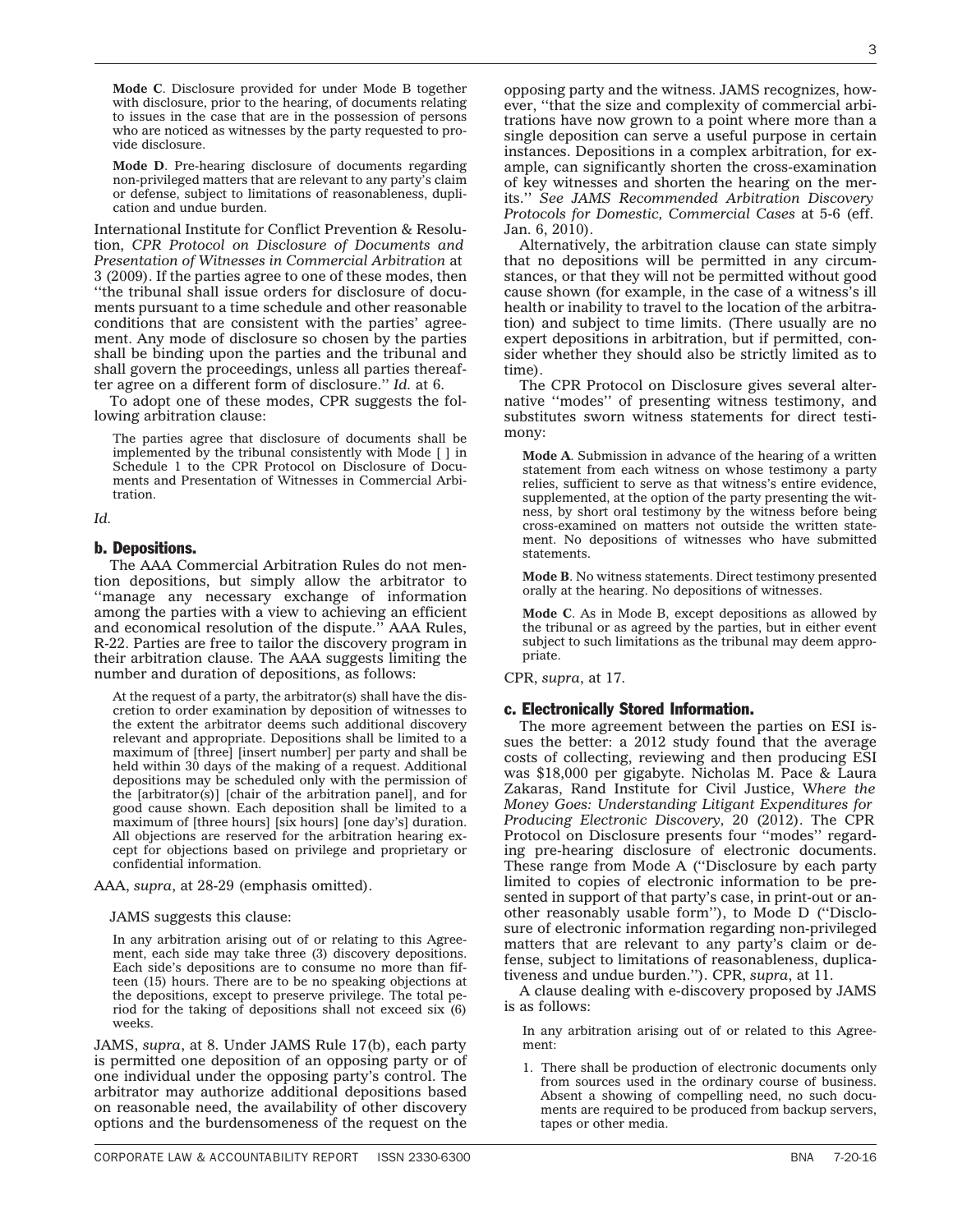**Mode C**. Disclosure provided for under Mode B together with disclosure, prior to the hearing, of documents relating to issues in the case that are in the possession of persons who are noticed as witnesses by the party requested to provide disclosure.

**Mode D**. Pre-hearing disclosure of documents regarding non-privileged matters that are relevant to any party's claim or defense, subject to limitations of reasonableness, duplication and undue burden.

International Institute for Conflict Prevention & Resolution, *CPR Protocol on Disclosure of Documents and Presentation of Witnesses in Commercial Arbitration* at 3 (2009). If the parties agree to one of these modes, then ''the tribunal shall issue orders for disclosure of documents pursuant to a time schedule and other reasonable conditions that are consistent with the parties' agreement. Any mode of disclosure so chosen by the parties shall be binding upon the parties and the tribunal and shall govern the proceedings, unless all parties thereafter agree on a different form of disclosure.'' *Id.* at 6.

To adopt one of these modes, CPR suggests the following arbitration clause:

> The parties agree that disclosure of documents shall be implemented by the tribunal consistently with Mode [ ] in Schedule 1 to the CPR Protocol on Disclosure of Documents and Presentation of Witnesses in Commercial Arbitration.

*Id.*

### b. Depositions.

The AAA Commercial Arbitration Rules do not mention depositions, but simply allow the arbitrator to ''manage any necessary exchange of information among the parties with a view to achieving an efficient and economical resolution of the dispute.'' AAA Rules, R-22. Parties are free to tailor the discovery program in their arbitration clause. The AAA suggests limiting the number and duration of depositions, as follows:

> At the request of a party, the arbitrator(s) shall have the discretion to order examination by deposition of witnesses to the extent the arbitrator deems such additional discovery relevant and appropriate. Depositions shall be limited to a maximum of [three] [insert number] per party and shall be held within 30 days of the making of a request. Additional depositions may be scheduled only with the permission of the [arbitrator(s)] [chair of the arbitration panel], and for good cause shown. Each deposition shall be limited to a maximum of [three hours] [six hours] [one day's] duration. All objections are reserved for the arbitration hearing except for objections based on privilege and proprietary or confidential information.

AAA, *supra*, at 28-29 (emphasis omitted).

JAMS suggests this clause:

> In any arbitration arising out of or relating to this Agreement, each side may take three (3) discovery depositions. Each side's depositions are to consume no more than fifteen (15) hours. There are to be no speaking objections at the depositions, except to preserve privilege. The total period for the taking of depositions shall not exceed six (6) weeks.

JAMS, *supra*, at 8. Under JAMS Rule 17(b), each party is permitted one deposition of an opposing party or of one individual under the opposing party's control. The arbitrator may authorize additional depositions based on reasonable need, the availability of other discovery options and the burdensomeness of the request on the opposing party and the witness. JAMS recognizes, however, ''that the size and complexity of commercial arbitrations have now grown to a point where more than a single deposition can serve a useful purpose in certain instances. Depositions in a complex arbitration, for example, can significantly shorten the cross-examination of key witnesses and shorten the hearing on the merits.'' *See JAMS Recommended Arbitration Discovery Protocols for Domestic, Commercial Cases* at 5-6 (eff. Jan. 6, 2010).

Alternatively, the arbitration clause can state simply that no depositions will be permitted in any circumstances, or that they will not be permitted without good cause shown (for example, in the case of a witness's ill health or inability to travel to the location of the arbitration) and subject to time limits. (There usually are no expert depositions in arbitration, but if permitted, consider whether they should also be strictly limited as to time).

The CPR Protocol on Disclosure gives several alternative ''modes'' of presenting witness testimony, and substitutes sworn witness statements for direct testimony:

> **Mode A**. Submission in advance of the hearing of a written statement from each witness on whose testimony a party relies, sufficient to serve as that witness's entire evidence, supplemented, at the option of the party presenting the witness, by short oral testimony by the witness before being cross-examined on matters not outside the written statement. No depositions of witnesses who have submitted statements.
>
> **Mode B**. No witness statements. Direct testimony presented orally at the hearing. No depositions of witnesses.
>
> **Mode C**. As in Mode B, except depositions as allowed by the tribunal or as agreed by the parties, but in either event subject to such limitations as the tribunal may deem appropriate.

CPR, *supra*, at 17.

### c. Electronically Stored Information.

The more agreement between the parties on ESI issues the better: a 2012 study found that the average costs of collecting, reviewing and then producing ESI was $18,000 per gigabyte. Nicholas M. Pace & Laura Zakaras, Rand Institute for Civil Justice, *Where the Money Goes: Understanding Litigant Expenditures for Producing Electronic Discovery*, 20 (2012). The CPR Protocol on Disclosure presents four ''modes'' regarding pre-hearing disclosure of electronic documents. These range from Mode A (''Disclosure by each party limited to copies of electronic information to be presented in support of that party's case, in print-out or another reasonably usable form''), to Mode D (''Disclosure of electronic information regarding non-privileged matters that are relevant to any party's claim or defense, subject to limitations of reasonableness, duplicativeness and undue burden.''). CPR, *supra*, at 11.

A clause dealing with e-discovery proposed by JAMS is as follows:

> In any arbitration arising out of or related to this Agreement:
>
> 1. There shall be production of electronic documents only from sources used in the ordinary course of business. Absent a showing of compelling need, no such documents are required to be produced from backup servers, tapes or other media.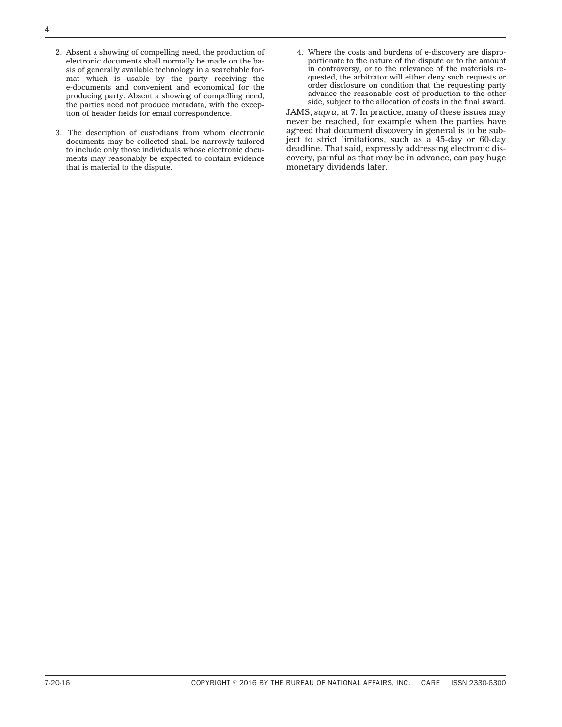2. Absent a showing of compelling need, the production of electronic documents shall normally be made on the basis of generally available technology in a searchable format which is usable by the party receiving the e-documents and convenient and economical for the producing party. Absent a showing of compelling need, the parties need not produce metadata, with the exception of header fields for email correspondence.

3. The description of custodians from whom electronic documents may be collected shall be narrowly tailored to include only those individuals whose electronic documents may reasonably be expected to contain evidence that is material to the dispute.

4. Where the costs and burdens of e-discovery are disproportionate to the nature of the dispute or to the amount in controversy, or to the relevance of the materials requested, the arbitrator will either deny such requests or order disclosure on condition that the requesting party advance the reasonable cost of production to the other side, subject to the allocation of costs in the final award.

JAMS, *supra*, at 7. In practice, many of these issues may never be reached, for example when the parties have agreed that document discovery in general is to be subject to strict limitations, such as a 45-day or 60-day deadline. That said, expressly addressing electronic discovery, painful as that may be in advance, can pay huge monetary dividends later.